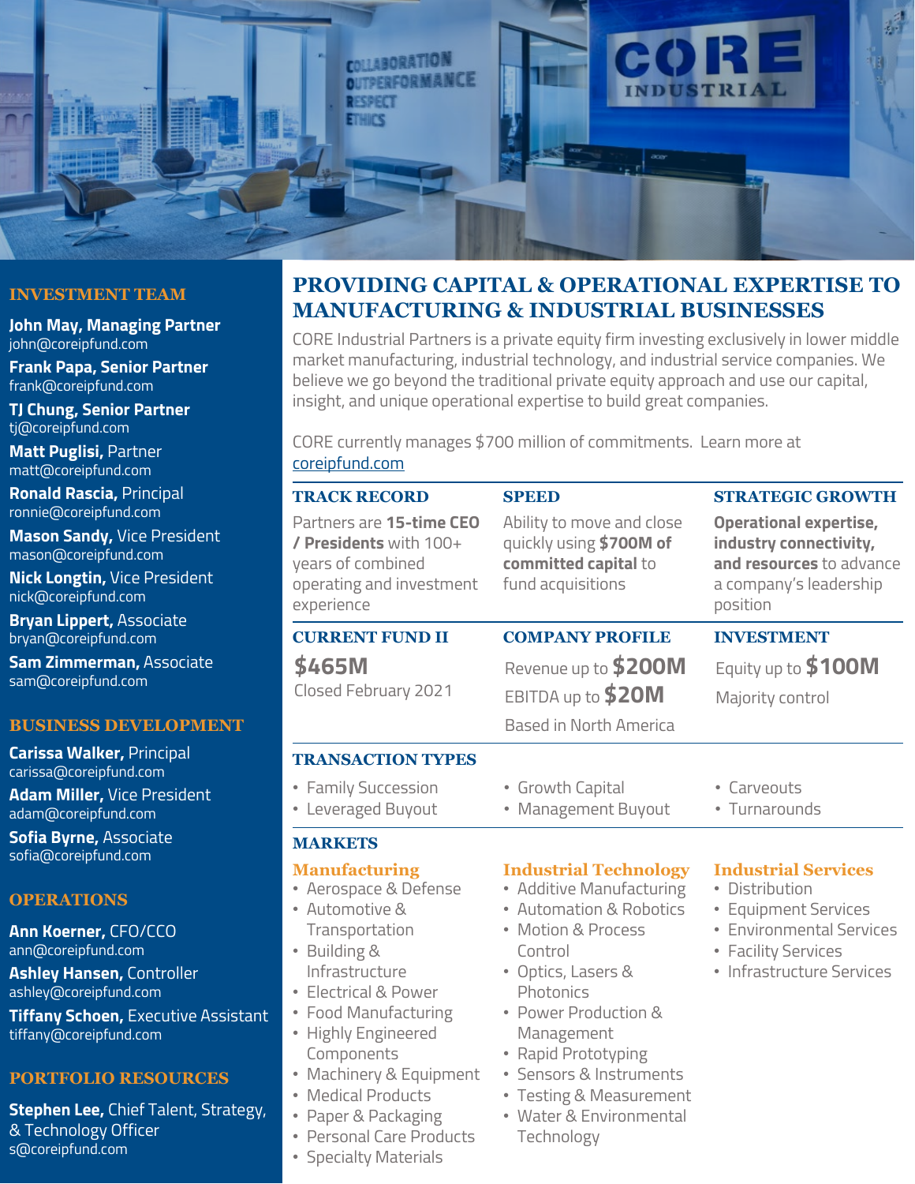# PROVIDING CAPITAL & OPERATIONAL EXPERTISE TO MANUFACTURING & INDUSTRIAL BUSINESSES

CORE Industrial Partners is a private equity firm investing exclusively in lower middle market manufacturing, industrial technology, and industrial service companies. We believe we go beyond the traditional private equity approach and use our capital, insight, and unique operational expertise to build great companies.

CORE currently manages $700 million of commitments. Learn more at coreipfund.com

### TRACK RECORD

Partners are **15-time CEO / Presidents** with 100+ years of combined operating and investment experience

### SPEED

Ability to move and close quickly using **$700M of committed capital** to fund acquisitions

### STRATEGIC GROWTH

**Operational expertise, industry connectivity, and resources** to advance a company's leadership position

### CURRENT FUND II

**$465M**

Closed February 2021

### COMPANY PROFILE

Revenue up to **$200M**

EBITDA up to **$20M**

Based in North America

### INVESTMENT

Equity up to **$100M**

Majority control

### TRANSACTION TYPES

- Family Succession
- Leveraged Buyout
- Growth Capital
- Management Buyout
- Carveouts
- Turnarounds

### MARKETS

**Manufacturing**
- Aerospace & Defense
- Automotive & Transportation
- Building & Infrastructure
- Electrical & Power
- Food Manufacturing
- Highly Engineered Components
- Machinery & Equipment
- Medical Products
- Paper & Packaging
- Personal Care Products
- Specialty Materials

**Industrial Technology**
- Additive Manufacturing
- Automation & Robotics
- Motion & Process Control
- Optics, Lasers & Photonics
- Power Production & Management
- Rapid Prototyping
- Sensors & Instruments
- Testing & Measurement
- Water & Environmental Technology

**Industrial Services**
- Distribution
- Equipment Services
- Environmental Services
- Facility Services
- Infrastructure Services

## INVESTMENT TEAM

**John May, Managing Partner**
john@coreipfund.com

**Frank Papa, Senior Partner**
frank@coreipfund.com

**TJ Chung, Senior Partner**
tj@coreipfund.com

**Matt Puglisi,** Partner
matt@coreipfund.com

**Ronald Rascia,** Principal
ronnie@coreipfund.com

**Mason Sandy,** Vice President
mason@coreipfund.com

**Nick Longtin,** Vice President
nick@coreipfund.com

**Bryan Lippert,** Associate
bryan@coreipfund.com

**Sam Zimmerman,** Associate
sam@coreipfund.com

## BUSINESS DEVELOPMENT

**Carissa Walker,** Principal
carissa@coreipfund.com

**Adam Miller,** Vice President
adam@coreipfund.com

**Sofia Byrne,** Associate
sofia@coreipfund.com

## OPERATIONS

**Ann Koerner,** CFO/CCO
ann@coreipfund.com

**Ashley Hansen,** Controller
ashley@coreipfund.com

**Tiffany Schoen,** Executive Assistant
tiffany@coreipfund.com

## PORTFOLIO RESOURCES

**Stephen Lee,** Chief Talent, Strategy, & Technology Officer
s@coreipfund.com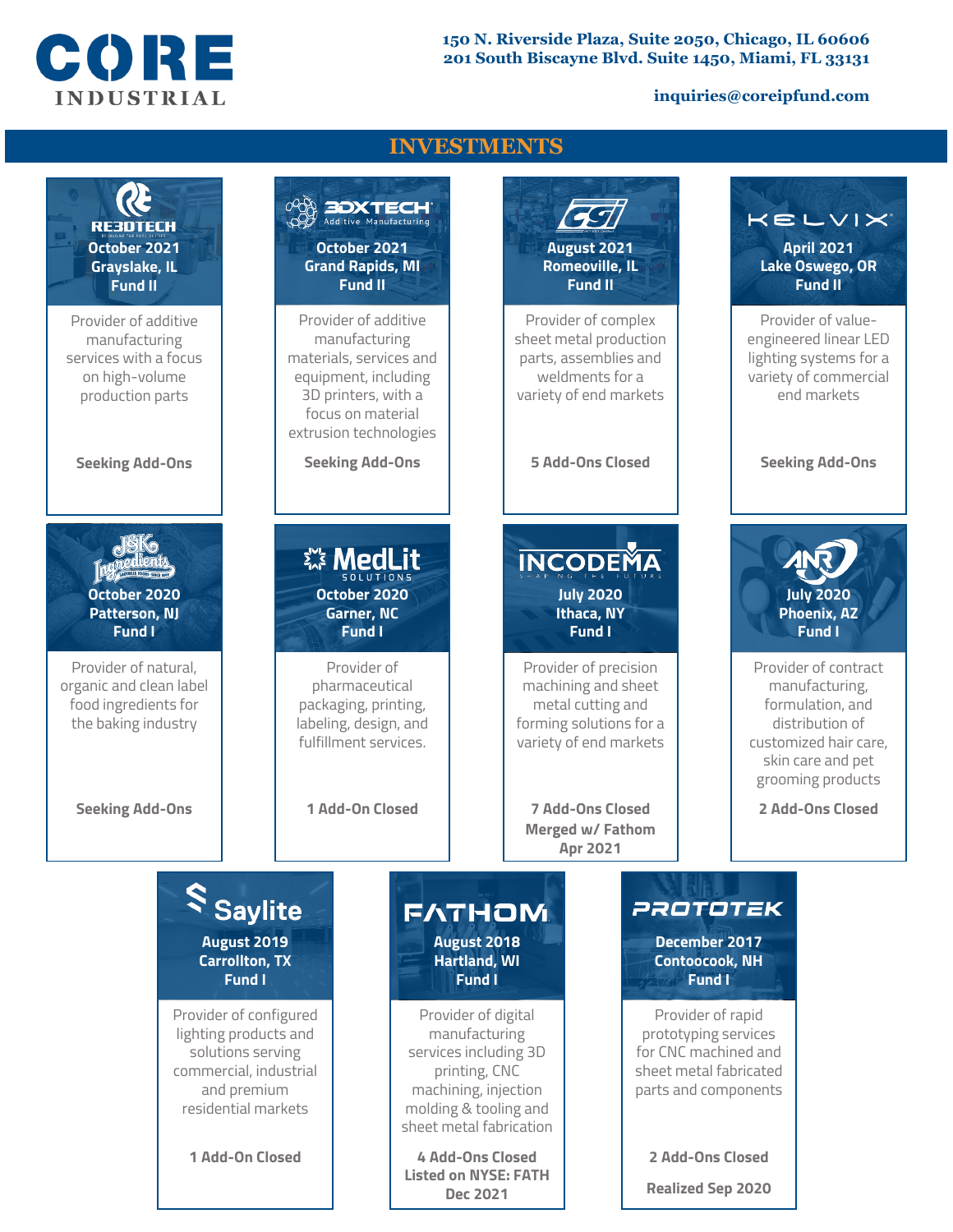# CORE INDUSTRIAL

**150 N. Riverside Plaza, Suite 2050, Chicago, IL 60606**
**201 South Biscayne Blvd. Suite 1450, Miami, FL 33131**

**inquiries@coreipfund.com**

## INVESTMENTS

### RE3DTECH
**October 2021**
**Grayslake, IL**
**Fund II**

Provider of additive manufacturing services with a focus on high-volume production parts

**Seeking Add-Ons**

### 3DXTECH Additive Manufacturing
**October 2021**
**Grand Rapids, MI**
**Fund II**

Provider of additive manufacturing materials, services and equipment, including 3D printers, with a focus on material extrusion technologies

**Seeking Add-Ons**

### CGI
**August 2021**
**Romeoville, IL**
**Fund II**

Provider of complex sheet metal production parts, assemblies and weldments for a variety of end markets

**5 Add-Ons Closed**

### KELVIX
**April 2021**
**Lake Oswego, OR**
**Fund II**

Provider of value-engineered linear LED lighting systems for a variety of commercial end markets

**Seeking Add-Ons**

### J&K Ingredients
**October 2020**
**Patterson, NJ**
**Fund I**

Provider of natural, organic and clean label food ingredients for the baking industry

**Seeking Add-Ons**

### MedLit Solutions
**October 2020**
**Garner, NC**
**Fund I**

Provider of pharmaceutical packaging, printing, labeling, design, and fulfillment services.

**1 Add-On Closed**

### INCODEMA Shaping the Future
**July 2020**
**Ithaca, NY**
**Fund I**

Provider of precision machining and sheet metal cutting and forming solutions for a variety of end markets

**7 Add-Ons Closed**
**Merged w/ Fathom Apr 2021**

### ANR
**July 2020**
**Phoenix, AZ**
**Fund I**

Provider of contract manufacturing, formulation, and distribution of customized hair care, skin care and pet grooming products

**2 Add-Ons Closed**

### Saylite
**August 2019**
**Carrollton, TX**
**Fund I**

Provider of configured lighting products and solutions serving commercial, industrial and premium residential markets

**1 Add-On Closed**

### FATHOM
**August 2018**
**Hartland, WI**
**Fund I**

Provider of digital manufacturing services including 3D printing, CNC machining, injection molding & tooling and sheet metal fabrication

**4 Add-Ons Closed**
**Listed on NYSE: FATH Dec 2021**

### PROTOTEK
**December 2017**
**Contoocook, NH**
**Fund I**

Provider of rapid prototyping services for CNC machined and sheet metal fabricated parts and components

**2 Add-Ons Closed**

**Realized Sep 2020**